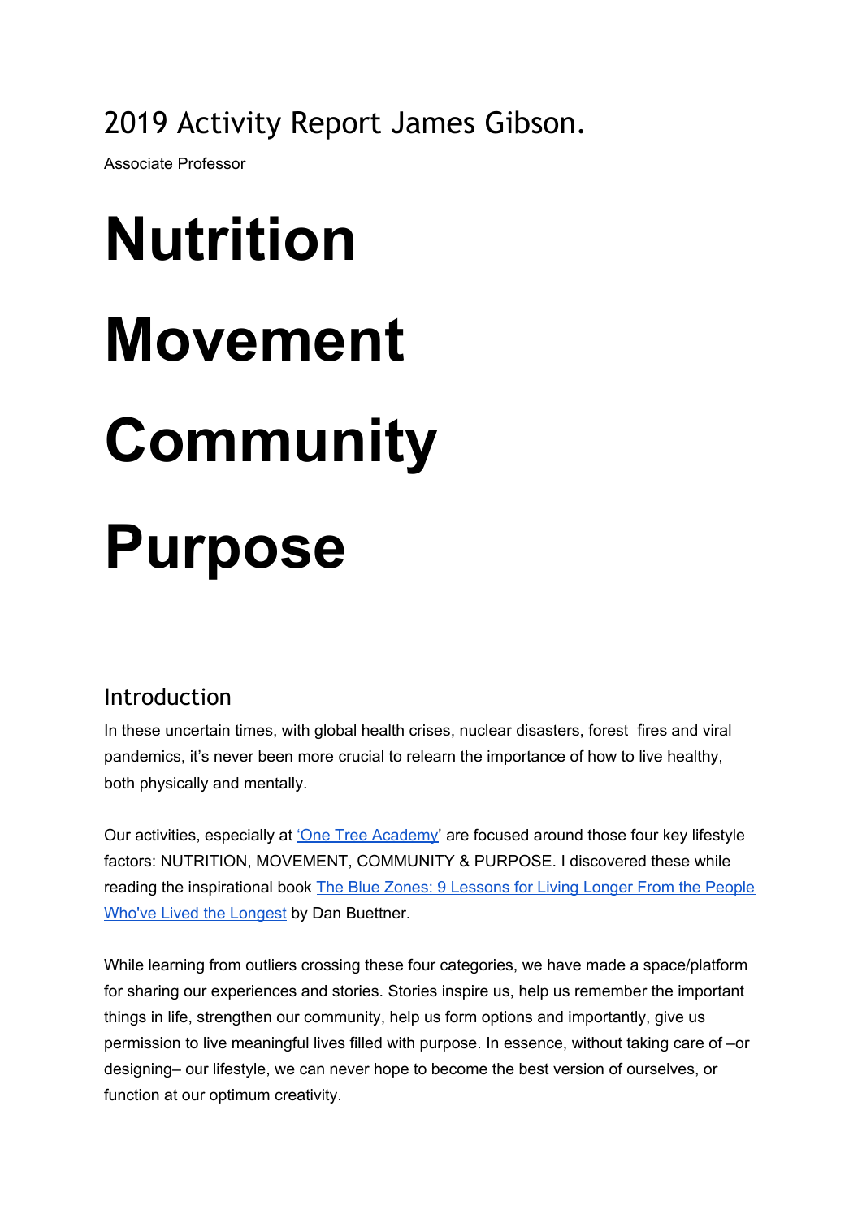# 2019 Activity Report James Gibson.

Associate Professor

# Nutrition

# Movement

# Community

# Purpose

## Introduction

In these uncertain times, with global health crises, nuclear disasters, forest fires and viral pandemics, it's never been more crucial to relearn the importance of how to live healthy, both physically and mentally.

Our activities, especially at '[One Tree Academy]' are focused around those four key lifestyle factors: NUTRITION, MOVEMENT, COMMUNITY & PURPOSE. I discovered these while reading the inspirational book [The Blue Zones: 9 Lessons for Living Longer From the People Who've Lived the Longest] by Dan Buettner.

While learning from outliers crossing these four categories, we have made a space/platform for sharing our experiences and stories. Stories inspire us, help us remember the important things in life, strengthen our community, help us form options and importantly, give us permission to live meaningful lives filled with purpose. In essence, without taking care of –or designing– our lifestyle, we can never hope to become the best version of ourselves, or function at our optimum creativity.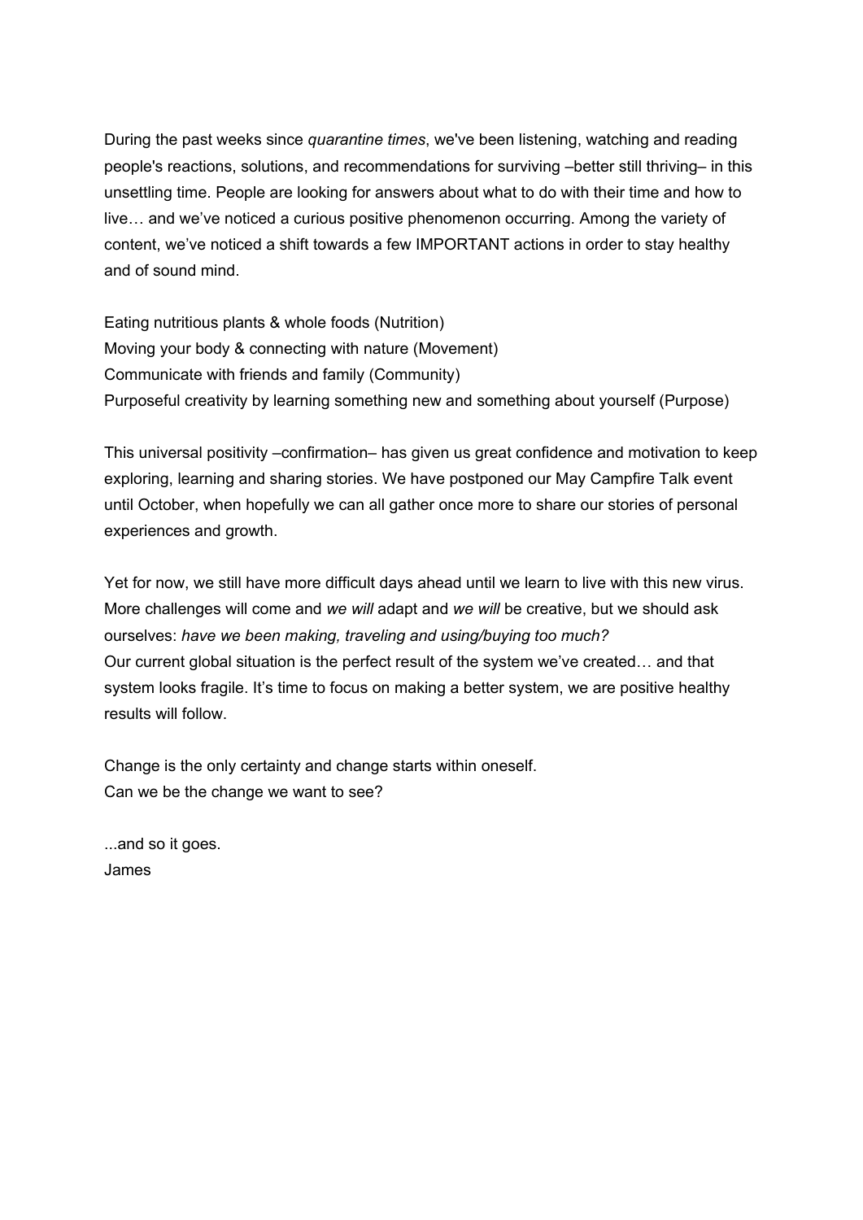During the past weeks since *quarantine times*, we've been listening, watching and reading people's reactions, solutions, and recommendations for surviving –better still thriving– in this unsettling time. People are looking for answers about what to do with their time and how to live… and we've noticed a curious positive phenomenon occurring. Among the variety of content, we've noticed a shift towards a few IMPORTANT actions in order to stay healthy and of sound mind.

Eating nutritious plants & whole foods (Nutrition)
Moving your body & connecting with nature (Movement)
Communicate with friends and family (Community)
Purposeful creativity by learning something new and something about yourself (Purpose)

This universal positivity –confirmation– has given us great confidence and motivation to keep exploring, learning and sharing stories. We have postponed our May Campfire Talk event until October, when hopefully we can all gather once more to share our stories of personal experiences and growth.

Yet for now, we still have more difficult days ahead until we learn to live with this new virus. More challenges will come and *we will* adapt and *we will* be creative, but we should ask ourselves: *have we been making, traveling and using/buying too much?*
Our current global situation is the perfect result of the system we've created… and that system looks fragile. It's time to focus on making a better system, we are positive healthy results will follow.

Change is the only certainty and change starts within oneself.
Can we be the change we want to see?

...and so it goes.
James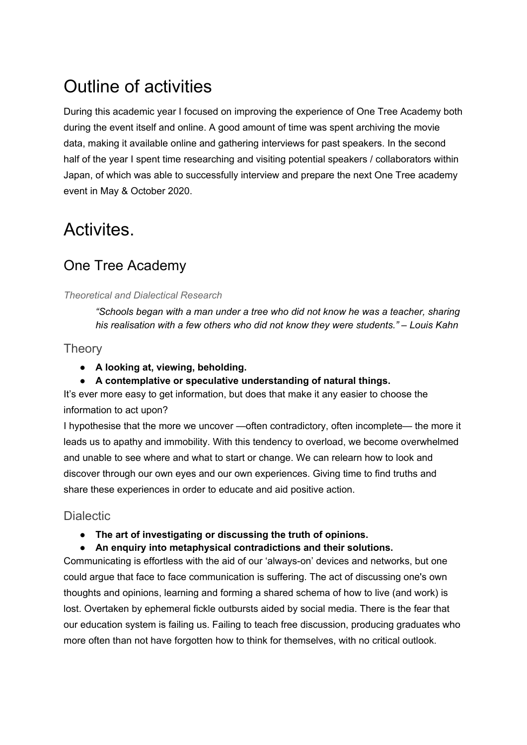# Outline of activities

During this academic year I focused on improving the experience of One Tree Academy both during the event itself and online. A good amount of time was spent archiving the movie data, making it available online and gathering interviews for past speakers. In the second half of the year I spent time researching and visiting potential speakers / collaborators within Japan, of which was able to successfully interview and prepare the next One Tree academy event in May & October 2020.

# Activites.

## One Tree Academy

*Theoretical and Dialectical Research*

> *"Schools began with a man under a tree who did not know he was a teacher, sharing his realisation with a few others who did not know they were students." – Louis Kahn*

### Theory

- **A looking at, viewing, beholding.**
- **A contemplative or speculative understanding of natural things.**

It's ever more easy to get information, but does that make it any easier to choose the information to act upon?

I hypothesise that the more we uncover —often contradictory, often incomplete— the more it leads us to apathy and immobility. With this tendency to overload, we become overwhelmed and unable to see where and what to start or change. We can relearn how to look and discover through our own eyes and our own experiences. Giving time to find truths and share these experiences in order to educate and aid positive action.

### Dialectic

- **The art of investigating or discussing the truth of opinions.**
- **An enquiry into metaphysical contradictions and their solutions.**

Communicating is effortless with the aid of our 'always-on' devices and networks, but one could argue that face to face communication is suffering. The act of discussing one's own thoughts and opinions, learning and forming a shared schema of how to live (and work) is lost. Overtaken by ephemeral fickle outbursts aided by social media. There is the fear that our education system is failing us. Failing to teach free discussion, producing graduates who more often than not have forgotten how to think for themselves, with no critical outlook.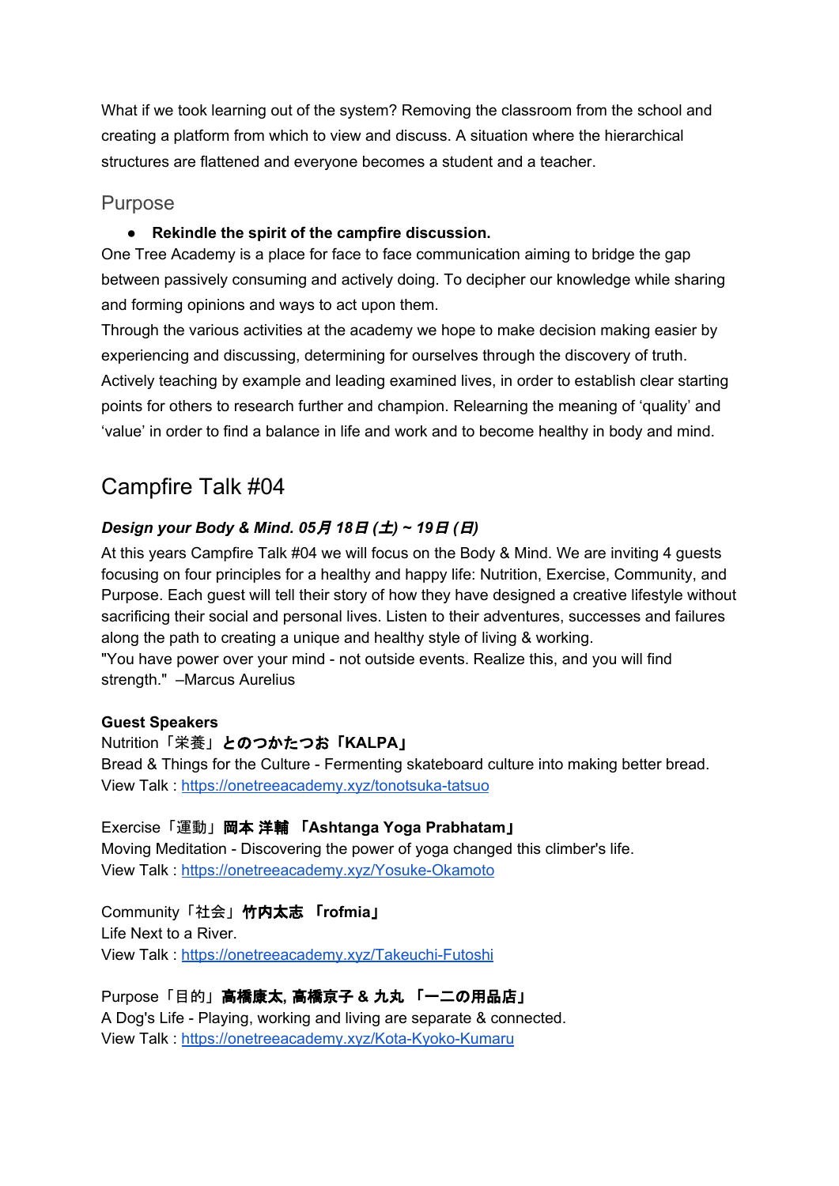What if we took learning out of the system? Removing the classroom from the school and creating a platform from which to view and discuss. A situation where the hierarchical structures are flattened and everyone becomes a student and a teacher.

## Purpose

- **Rekindle the spirit of the campfire discussion.**

One Tree Academy is a place for face to face communication aiming to bridge the gap between passively consuming and actively doing. To decipher our knowledge while sharing and forming opinions and ways to act upon them.

Through the various activities at the academy we hope to make decision making easier by experiencing and discussing, determining for ourselves through the discovery of truth. Actively teaching by example and leading examined lives, in order to establish clear starting points for others to research further and champion. Relearning the meaning of 'quality' and 'value' in order to find a balance in life and work and to become healthy in body and mind.

# Campfire Talk #04

### ***Design your Body & Mind. 05月 18日 (土) ~ 19日 (日)***

At this years Campfire Talk #04 we will focus on the Body & Mind. We are inviting 4 guests focusing on four principles for a healthy and happy life: Nutrition, Exercise, Community, and Purpose. Each guest will tell their story of how they have designed a creative lifestyle without sacrificing their social and personal lives. Listen to their adventures, successes and failures along the path to creating a unique and healthy style of living & working.

"You have power over your mind - not outside events. Realize this, and you will find strength." –Marcus Aurelius

**Guest Speakers**

Nutrition「栄養」**とのつかたつお「KALPA」**
Bread & Things for the Culture - Fermenting skateboard culture into making better bread.
View Talk : https://onetreeacademy.xyz/tonotsuka-tatsuo

Exercise「運動」**岡本 洋輔 「Ashtanga Yoga Prabhatam」**
Moving Meditation - Discovering the power of yoga changed this climber's life.
View Talk : https://onetreeacademy.xyz/Yosuke-Okamoto

Community「社会」**竹内太志 「rofmia」**
Life Next to a River.
View Talk : https://onetreeacademy.xyz/Takeuchi-Futoshi

Purpose「目的」**高橋康太, 高橋京子 & 九丸 「一二の用品店」**
A Dog's Life - Playing, working and living are separate & connected.
View Talk : https://onetreeacademy.xyz/Kota-Kyoko-Kumaru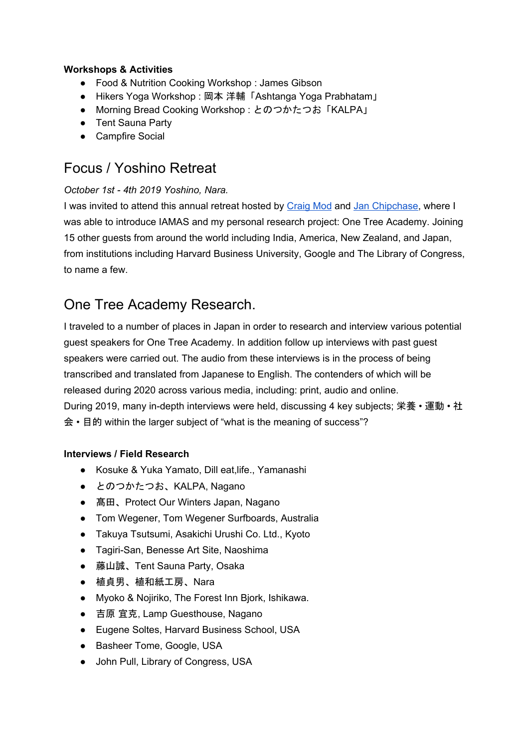**Workshops & Activities**

- Food & Nutrition Cooking Workshop : James Gibson
- Hikers Yoga Workshop : 岡本 洋輔「Ashtanga Yoga Prabhatam」
- Morning Bread Cooking Workshop : とのつかたつお「KALPA」
- Tent Sauna Party
- Campfire Social

# Focus / Yoshino Retreat

*October 1st - 4th 2019 Yoshino, Nara.*

I was invited to attend this annual retreat hosted by [Craig Mod]() and [Jan Chipchase](), where I was able to introduce IAMAS and my personal research project: One Tree Academy. Joining 15 other guests from around the world including India, America, New Zealand, and Japan, from institutions including Harvard Business University, Google and The Library of Congress, to name a few.

# One Tree Academy Research.

I traveled to a number of places in Japan in order to research and interview various potential guest speakers for One Tree Academy. In addition follow up interviews with past guest speakers were carried out. The audio from these interviews is in the process of being transcribed and translated from Japanese to English. The contenders of which will be released during 2020 across various media, including: print, audio and online.
During 2019, many in-depth interviews were held, discussing 4 key subjects; 栄養・運動・社会・目的 within the larger subject of "what is the meaning of success"?

**Interviews / Field Research**

- Kosuke & Yuka Yamato, Dill eat,life., Yamanashi
- とのつかたつお、KALPA, Nagano
- 髙田、Protect Our Winters Japan, Nagano
- Tom Wegener, Tom Wegener Surfboards, Australia
- Takuya Tsutsumi, Asakichi Urushi Co. Ltd., Kyoto
- Tagiri-San, Benesse Art Site, Naoshima
- 藤山誠、Tent Sauna Party, Osaka
- 植貞男、植和紙工房、Nara
- Myoko & Nojiriko, The Forest Inn Bjork, Ishikawa.
- 吉原 宜克, Lamp Guesthouse, Nagano
- Eugene Soltes, Harvard Business School, USA
- Basheer Tome, Google, USA
- John Pull, Library of Congress, USA